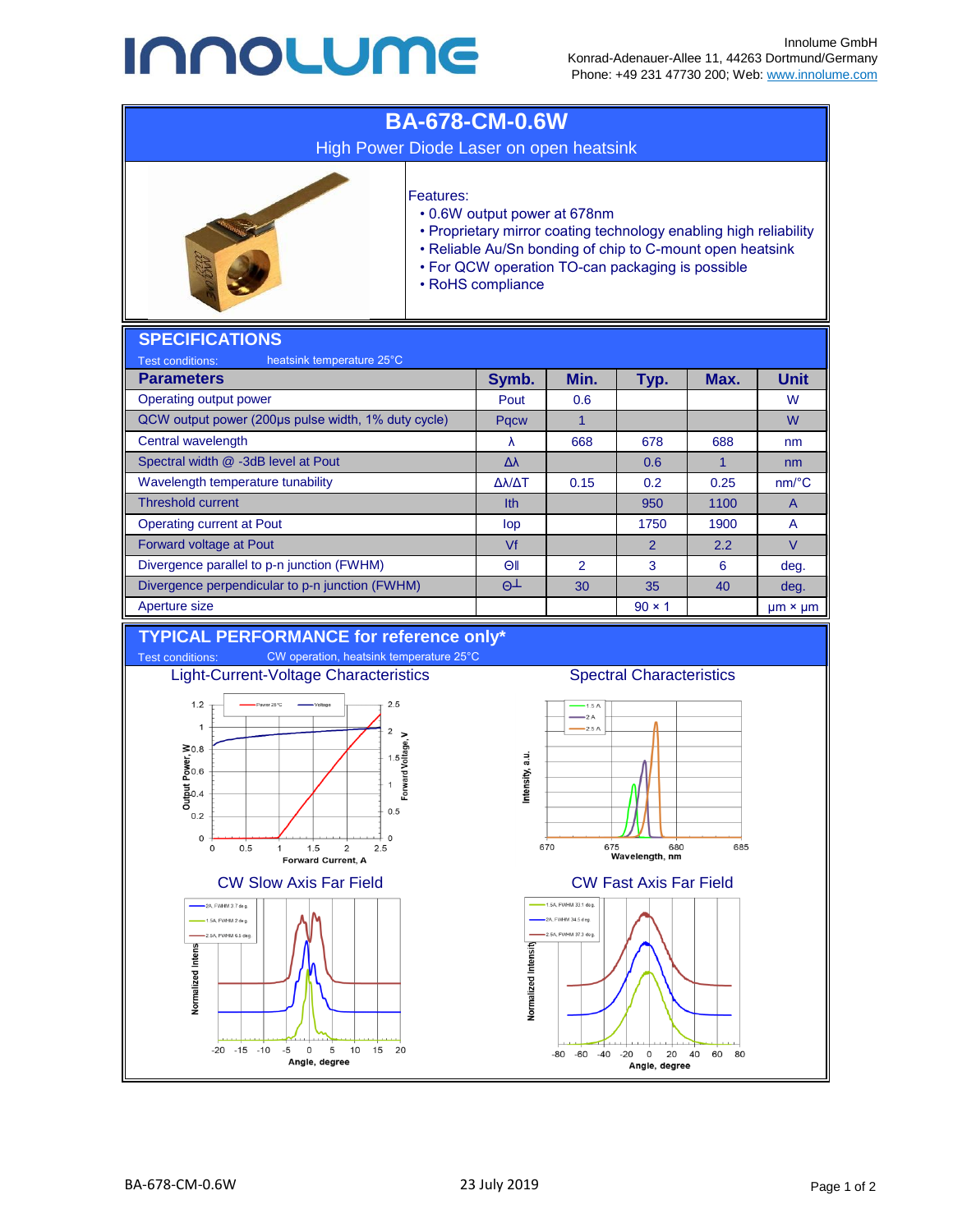Innolume GmbH
Konrad-Adenauer-Allee 11, 44263 Dortmund/Germany
Phone: +49 231 47730 200; Web: www.innolume.com

# BA-678-CM-0.6W

High Power Diode Laser on open heatsink

Features:

- 0.6W output power at 678nm
- Proprietary mirror coating technology enabling high reliability
- Reliable Au/Sn bonding of chip to C-mount open heatsink
- For QCW operation TO-can packaging is possible
- RoHS compliance

## SPECIFICATIONS

Test conditions: heatsink temperature 25°C

| Parameters | Symb. | Min. | Typ. | Max. | Unit |
|---|---|---|---|---|---|
| Operating output power | Pout | 0.6 | | | W |
| QCW output power (200µs pulse width, 1% duty cycle) | Pqcw | 1 | | | W |
| Central wavelength | λ | 668 | 678 | 688 | nm |
| Spectral width @ -3dB level at Pout | Δλ | | 0.6 | 1 | nm |
| Wavelength temperature tunability | Δλ/ΔT | 0.15 | 0.2 | 0.25 | nm/°C |
| Threshold current | Ith | | 950 | 1100 | A |
| Operating current at Pout | Iop | | 1750 | 1900 | A |
| Forward voltage at Pout | Vf | | 2 | 2.2 | V |
| Divergence parallel to p-n junction (FWHM) | Θ∥ | 2 | 3 | 6 | deg. |
| Divergence perpendicular to p-n junction (FWHM) | Θ⊥ | 30 | 35 | 40 | deg. |
| Aperture size | | | 90 × 1 | | µm × µm |

## TYPICAL PERFORMANCE for reference only*

Test conditions: CW operation, heatsink temperature 25°C

Light-Current-Voltage Characteristics

Spectral Characteristics

CW Slow Axis Far Field

CW Fast Axis Far Field

BA-678-CM-0.6W 23 July 2019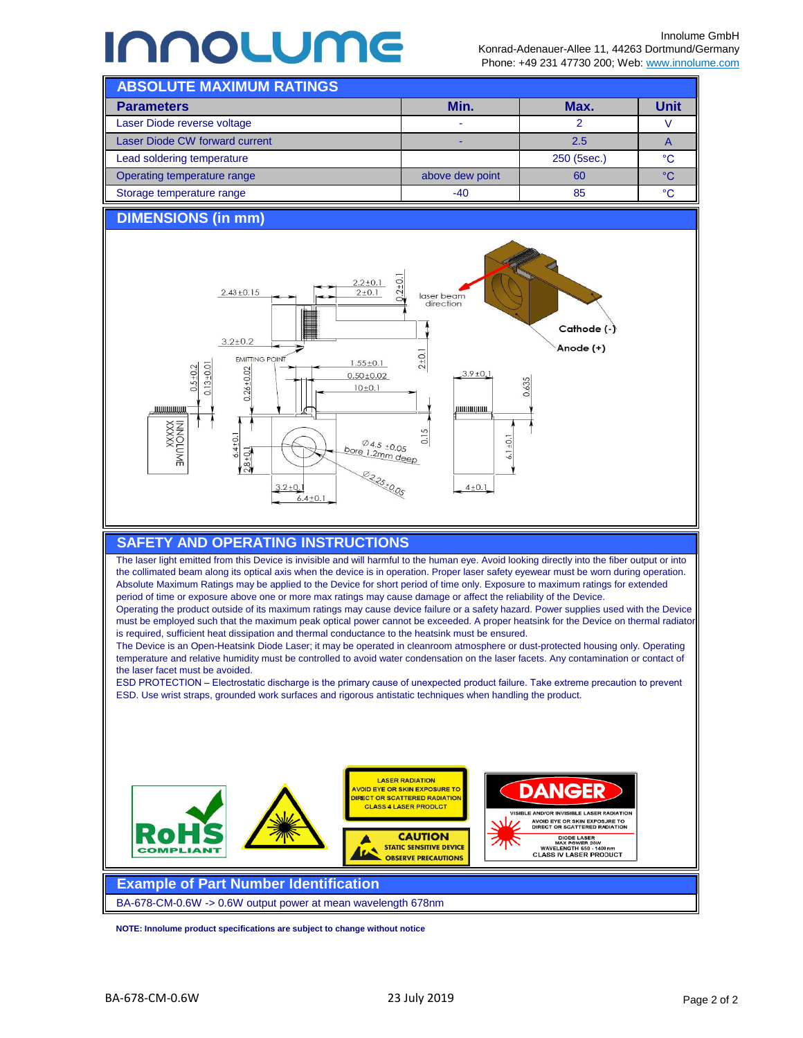Innolume GmbH
Konrad-Adenauer-Allee 11, 44263 Dortmund/Germany
Phone: +49 231 47730 200; Web: www.innolume.com

## ABSOLUTE MAXIMUM RATINGS

| Parameters | Min. | Max. | Unit |
|---|---|---|---|
| Laser Diode reverse voltage | - | 2 | V |
| Laser Diode CW forward current | - | 2.5 | A |
| Lead soldering temperature | | 250 (5sec.) | °C |
| Operating temperature range | above dew point | 60 | °C |
| Storage temperature range | -40 | 85 | °C |

## DIMENSIONS (in mm)

2.43±0.15
2.2±0.1
2±0.1
0.2±0.1
laser beam direction
3.2±0.2
EMITTING POINT
1.55±0.1
0.50±0.02
10±0.1
2±0.1
3.9±0.1
0.635
0.5±0.2
0.13±0.01
0.26±0.02
6.4±0.1
2.8±0.1
Ø4.5 ±0.05 bore 1.2mm deep
Ø2.25±0.05
0.15
6.1±0.1
3.2±0.1
6.4±0.1
4±0.1
INNOLUME XXXXX
Cathode (-)
Anode (+)

## SAFETY AND OPERATING INSTRUCTIONS

The laser light emitted from this Device is invisible and will harmful to the human eye. Avoid looking directly into the fiber output or into the collimated beam along its optical axis when the device is in operation. Proper laser safety eyewear must be worn during operation. Absolute Maximum Ratings may be applied to the Device for short period of time only. Exposure to maximum ratings for extended period of time or exposure above one or more max ratings may cause damage or affect the reliability of the Device.

Operating the product outside of its maximum ratings may cause device failure or a safety hazard. Power supplies used with the Device must be employed such that the maximum peak optical power cannot be exceeded. A proper heatsink for the Device on thermal radiator is required, sufficient heat dissipation and thermal conductance to the heatsink must be ensured.

The Device is an Open-Heatsink Diode Laser; it may be operated in cleanroom atmosphere or dust-protected housing only. Operating temperature and relative humidity must be controlled to avoid water condensation on the laser facets. Any contamination or contact of the laser facet must be avoided.

ESD PROTECTION – Electrostatic discharge is the primary cause of unexpected product failure. Take extreme precaution to prevent ESD. Use wrist straps, grounded work surfaces and rigorous antistatic techniques when handling the product.

RoHS COMPLIANT

LASER RADIATION
AVOID EYE OR SKIN EXPOSURE TO DIRECT OR SCATTERED RADIATION
CLASS 4 LASER PRODUCT

CAUTION
STATIC SENSITIVE DEVICE
OBSERVE PRECAUTIONS

DANGER
VISIBLE AND/OR INVISIBLE LASER RADIATION
AVOID EYE OR SKIN EXPOSURE TO DIRECT OR SCATTERED RADIATION
DIODE LASER
MAX POWER 20W
WAVELENGTH 650 - 1400 nm
CLASS IV LASER PRODUCT

## Example of Part Number Identification

BA-678-CM-0.6W -> 0.6W output power at mean wavelength 678nm

**NOTE: Innolume product specifications are subject to change without notice**

BA-678-CM-0.6W 23 July 2019